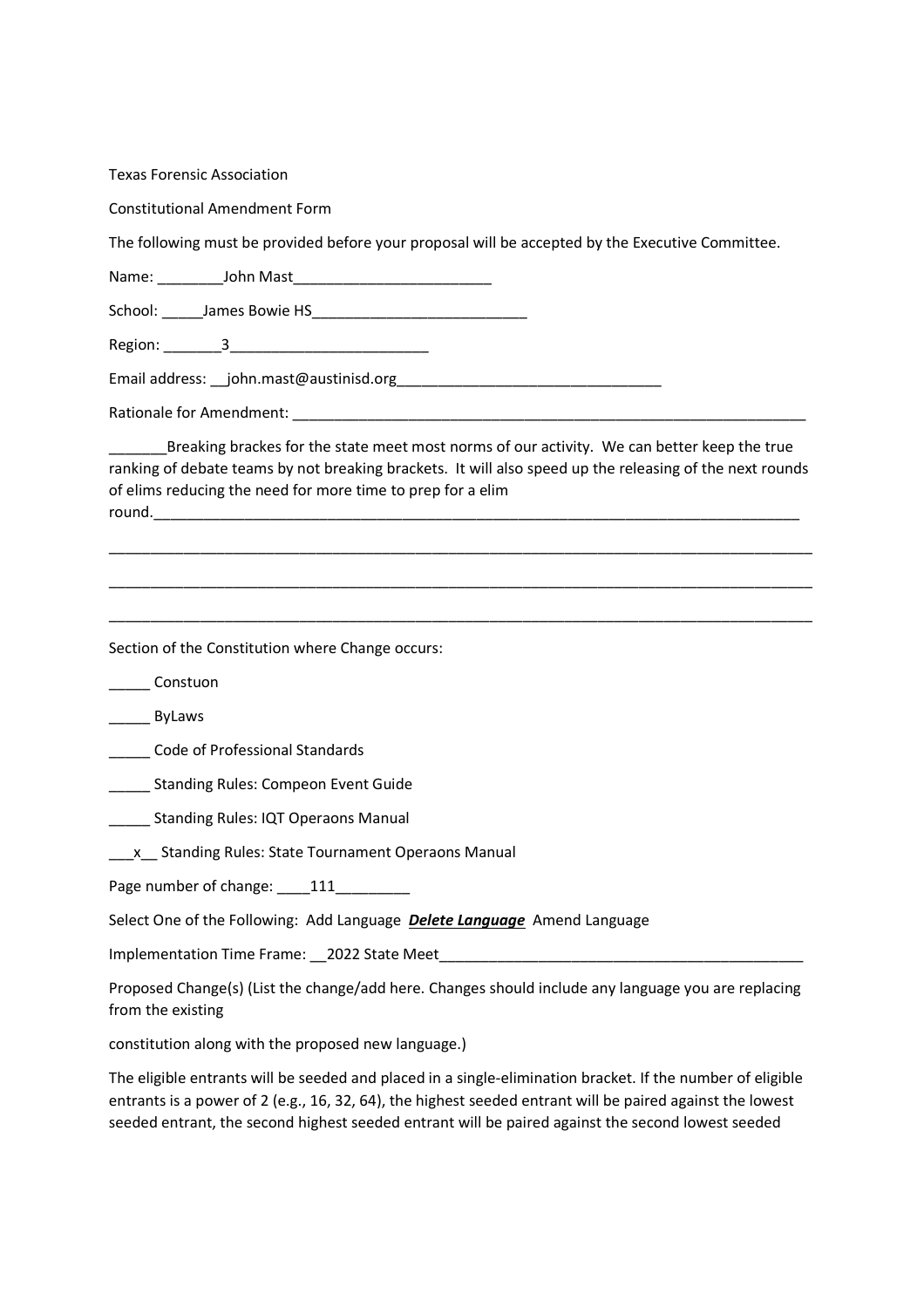Texas Forensic Association

Constitutional Amendment Form

The following must be provided before your proposal will be accepted by the Executive Committee.

Name: ________John Mast________________________

School: _____James Bowie HS__________________________

Region: _______3________________________

Email address: __john.mast@austinisd.org________________________________

Rationale for Amendment: _________________________________________________________________

_______Breaking brackes for the state meet most norms of our activity. We can better keep the true ranking of debate teams by not breaking brackets. It will also speed up the releasing of the next rounds of elims reducing the need for more time to prep for a elim round.________________________________________________________________________________

_________________________________________________________________________________________

_________________________________________________________________________________________

_________________________________________________________________________________________

Section of the Constitution where Change occurs:

_____ Constuon

_____ ByLaws

_____ Code of Professional Standards

_____ Standing Rules: Compeon Event Guide

_____ Standing Rules: IQT Operaons Manual

___x__ Standing Rules: State Tournament Operaons Manual

Page number of change: ____111_________

Select One of the Following: Add Language ***Delete Language*** Amend Language

Implementation Time Frame: __2022 State Meet_____________________________________________

Proposed Change(s) (List the change/add here. Changes should include any language you are replacing from the existing

constitution along with the proposed new language.)

The eligible entrants will be seeded and placed in a single-elimination bracket. If the number of eligible entrants is a power of 2 (e.g., 16, 32, 64), the highest seeded entrant will be paired against the lowest seeded entrant, the second highest seeded entrant will be paired against the second lowest seeded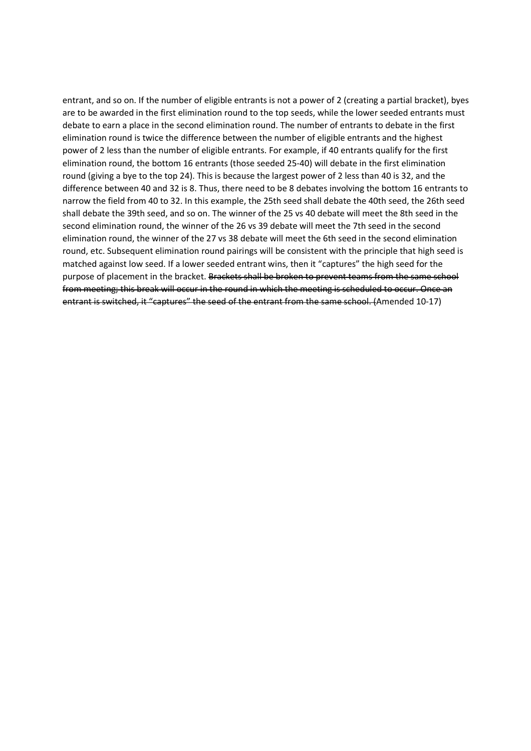entrant, and so on. If the number of eligible entrants is not a power of 2 (creating a partial bracket), byes are to be awarded in the first elimination round to the top seeds, while the lower seeded entrants must debate to earn a place in the second elimination round. The number of entrants to debate in the first elimination round is twice the difference between the number of eligible entrants and the highest power of 2 less than the number of eligible entrants. For example, if 40 entrants qualify for the first elimination round, the bottom 16 entrants (those seeded 25-40) will debate in the first elimination round (giving a bye to the top 24). This is because the largest power of 2 less than 40 is 32, and the difference between 40 and 32 is 8. Thus, there need to be 8 debates involving the bottom 16 entrants to narrow the field from 40 to 32. In this example, the 25th seed shall debate the 40th seed, the 26th seed shall debate the 39th seed, and so on. The winner of the 25 vs 40 debate will meet the 8th seed in the second elimination round, the winner of the 26 vs 39 debate will meet the 7th seed in the second elimination round, the winner of the 27 vs 38 debate will meet the 6th seed in the second elimination round, etc. Subsequent elimination round pairings will be consistent with the principle that high seed is matched against low seed. If a lower seeded entrant wins, then it "captures" the high seed for the purpose of placement in the bracket. ~~Brackets shall be broken to prevent teams from the same school from meeting; this break will occur in the round in which the meeting is scheduled to occur. Once an entrant is switched, it "captures" the seed of the entrant from the same school.~~ (Amended 10-17)